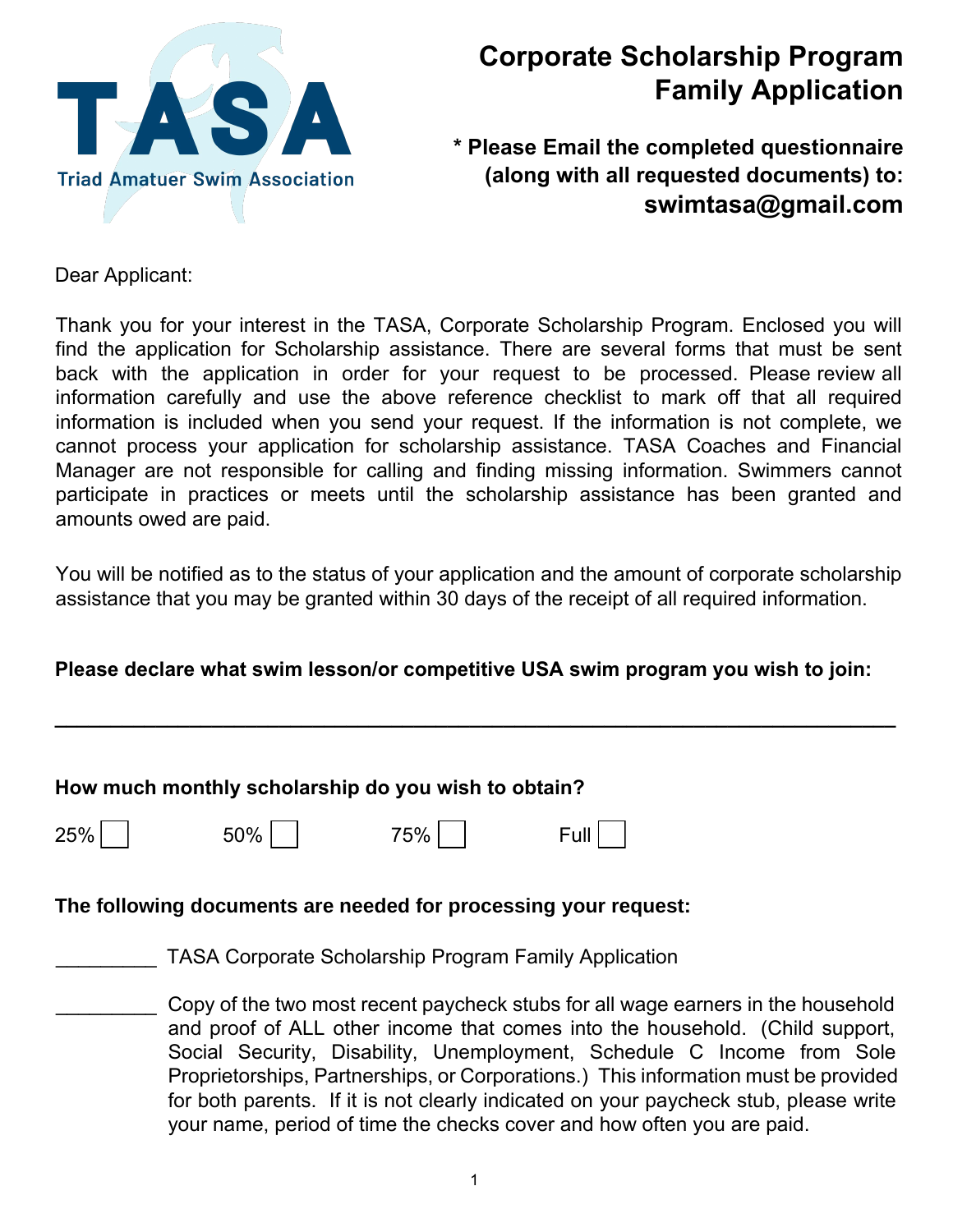**TASA**

**Triad Amatuer Swim Association**

# Corporate Scholarship Program Family Application

**\* Please Email the completed questionnaire (along with all requested documents) to: swimtasa@gmail.com**

Dear Applicant:

Thank you for your interest in the TASA, Corporate Scholarship Program. Enclosed you will find the application for Scholarship assistance. There are several forms that must be sent back with the application in order for your request to be processed. Please review all information carefully and use the above reference checklist to mark off that all required information is included when you send your request. If the information is not complete, we cannot process your application for scholarship assistance. TASA Coaches and Financial Manager are not responsible for calling and finding missing information. Swimmers cannot participate in practices or meets until the scholarship assistance has been granted and amounts owed are paid.

You will be notified as to the status of your application and the amount of corporate scholarship assistance that you may be granted within 30 days of the receipt of all required information.

**Please declare what swim lesson/or competitive USA swim program you wish to join:**

\_\_\_\_\_\_\_\_\_\_\_\_\_\_\_\_\_\_\_\_\_\_\_\_\_\_\_\_\_\_\_\_\_\_\_\_\_\_\_\_\_\_\_\_\_\_\_\_\_\_\_\_\_\_\_\_\_\_\_\_\_\_\_\_\_\_\_\_

**How much monthly scholarship do you wish to obtain?**

25% ☐ 50% ☐ 75% ☐ Full ☐

**The following documents are needed for processing your request:**

\_\_\_\_\_\_\_\_\_ TASA Corporate Scholarship Program Family Application

\_\_\_\_\_\_\_\_\_ Copy of the two most recent paycheck stubs for all wage earners in the household and proof of ALL other income that comes into the household. (Child support, Social Security, Disability, Unemployment, Schedule C Income from Sole Proprietorships, Partnerships, or Corporations.) This information must be provided for both parents. If it is not clearly indicated on your paycheck stub, please write your name, period of time the checks cover and how often you are paid.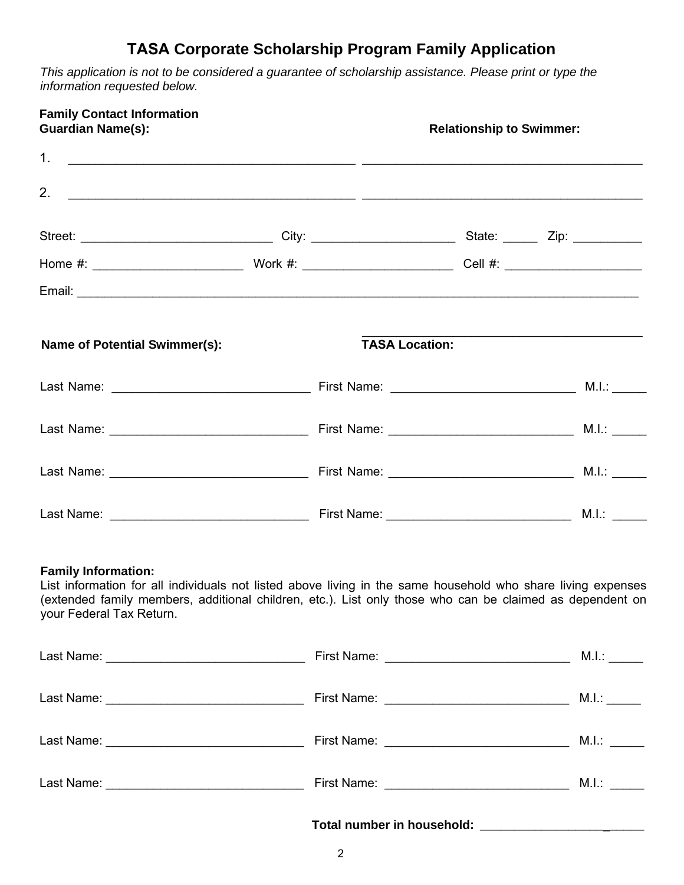# TASA Corporate Scholarship Program Family Application

*This application is not to be considered a guarantee of scholarship assistance. Please print or type the information requested below.*

**Family Contact Information**

**Guardian Name(s):** **Relationship to Swimmer:**

1. ________________________________________ ________________________________________

2. ________________________________________ ________________________________________

Street: ___________________________ City: ____________________ State: _____ Zip: __________

Home #: _____________________ Work #: _____________________ Cell #: ___________________

Email: _______________________________________________________________________________

**Name of Potential Swimmer(s):** **TASA Location:** ________________________________________

Last Name: ____________________________ First Name: __________________________ M.I.: _____

Last Name: ____________________________ First Name: __________________________ M.I.: _____

Last Name: ____________________________ First Name: __________________________ M.I.: _____

Last Name: ____________________________ First Name: __________________________ M.I.: _____

**Family Information:**

List information for all individuals not listed above living in the same household who share living expenses (extended family members, additional children, etc.). List only those who can be claimed as dependent on your Federal Tax Return.

Last Name: ____________________________ First Name: __________________________ M.I.: _____

Last Name: ____________________________ First Name: __________________________ M.I.: _____

Last Name: ____________________________ First Name: __________________________ M.I.: _____

Last Name: ____________________________ First Name: __________________________ M.I.: _____

**Total number in household:** ______________________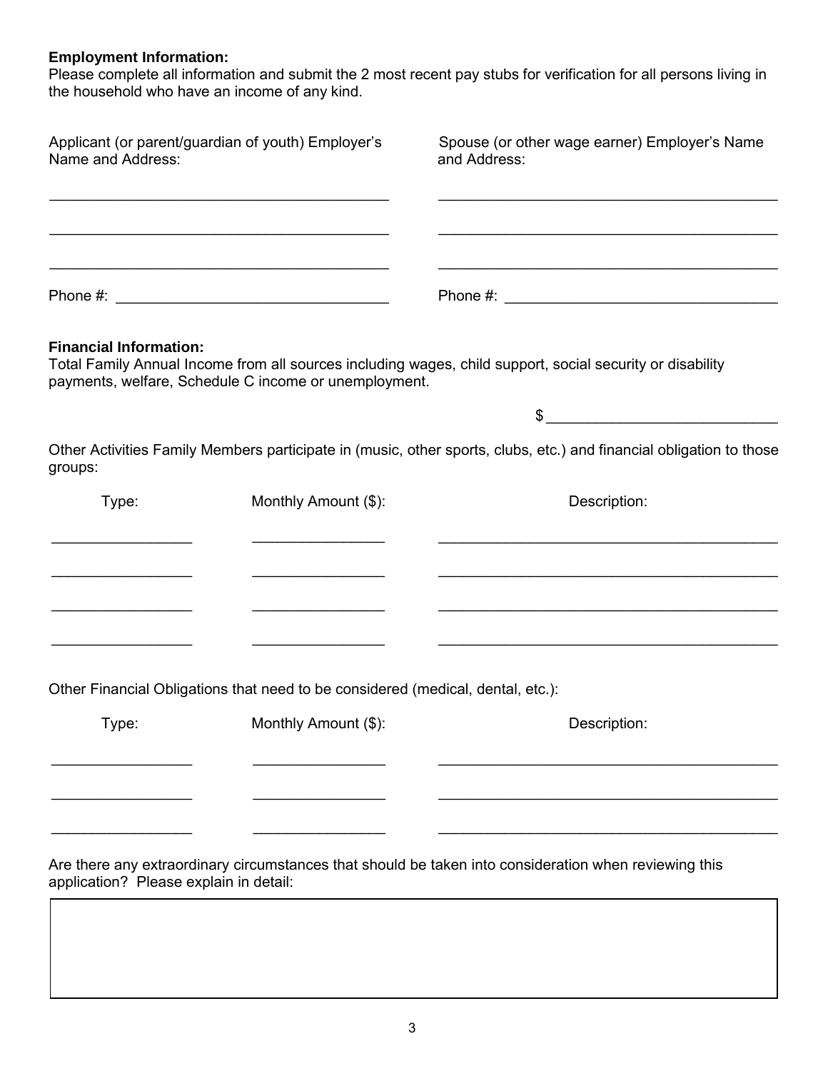**Employment Information:**

Please complete all information and submit the 2 most recent pay stubs for verification for all persons living in the household who have an income of any kind.

| Applicant (or parent/guardian of youth) Employer's Name and Address: | Spouse (or other wage earner) Employer's Name and Address: |
|---|---|
| ___________________________________________ | ___________________________________________ |
| ___________________________________________ | ___________________________________________ |
| ___________________________________________ | ___________________________________________ |
| Phone #: ________________________________ | Phone #: ________________________________ |

**Financial Information:**

Total Family Annual Income from all sources including wages, child support, social security or disability payments, welfare, Schedule C income or unemployment.

$ ___________________________

Other Activities Family Members participate in (music, other sports, clubs, etc.) and financial obligation to those groups:

| Type: | Monthly Amount ($): | Description: |
|---|---|---|
| | | |
| | | |
| | | |
| | | |

Other Financial Obligations that need to be considered (medical, dental, etc.):

| Type: | Monthly Amount ($): | Description: |
|---|---|---|
| | | |
| | | |
| | | |

Are there any extraordinary circumstances that should be taken into consideration when reviewing this application? Please explain in detail:

| |
|---|
| |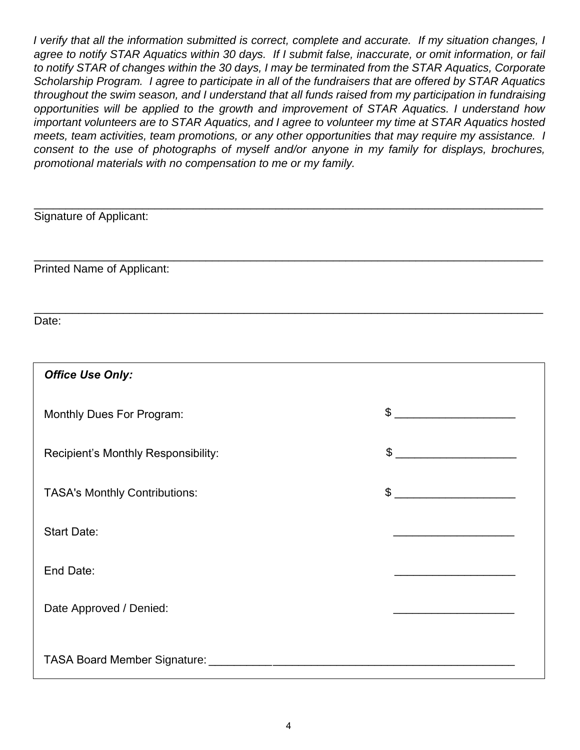*I verify that all the information submitted is correct, complete and accurate. If my situation changes, I agree to notify STAR Aquatics within 30 days. If I submit false, inaccurate, or omit information, or fail to notify STAR of changes within the 30 days, I may be terminated from the STAR Aquatics, Corporate Scholarship Program. I agree to participate in all of the fundraisers that are offered by STAR Aquatics throughout the swim season, and I understand that all funds raised from my participation in fundraising opportunities will be applied to the growth and improvement of STAR Aquatics. I understand how important volunteers are to STAR Aquatics, and I agree to volunteer my time at STAR Aquatics hosted meets, team activities, team promotions, or any other opportunities that may require my assistance. I consent to the use of photographs of myself and/or anyone in my family for displays, brochures, promotional materials with no compensation to me or my family.*

_______________________________________________________________________________

Signature of Applicant:

_______________________________________________________________________________

Printed Name of Applicant:

_______________________________________________________________________________

Date:

***Office Use Only:***

Monthly Dues For Program: $ ___________________

Recipient's Monthly Responsibility: $ ___________________

TASA's Monthly Contributions: $ ___________________

Start Date: ___________________

End Date: ___________________

Date Approved / Denied: ___________________

TASA Board Member Signature: _______________________________________________